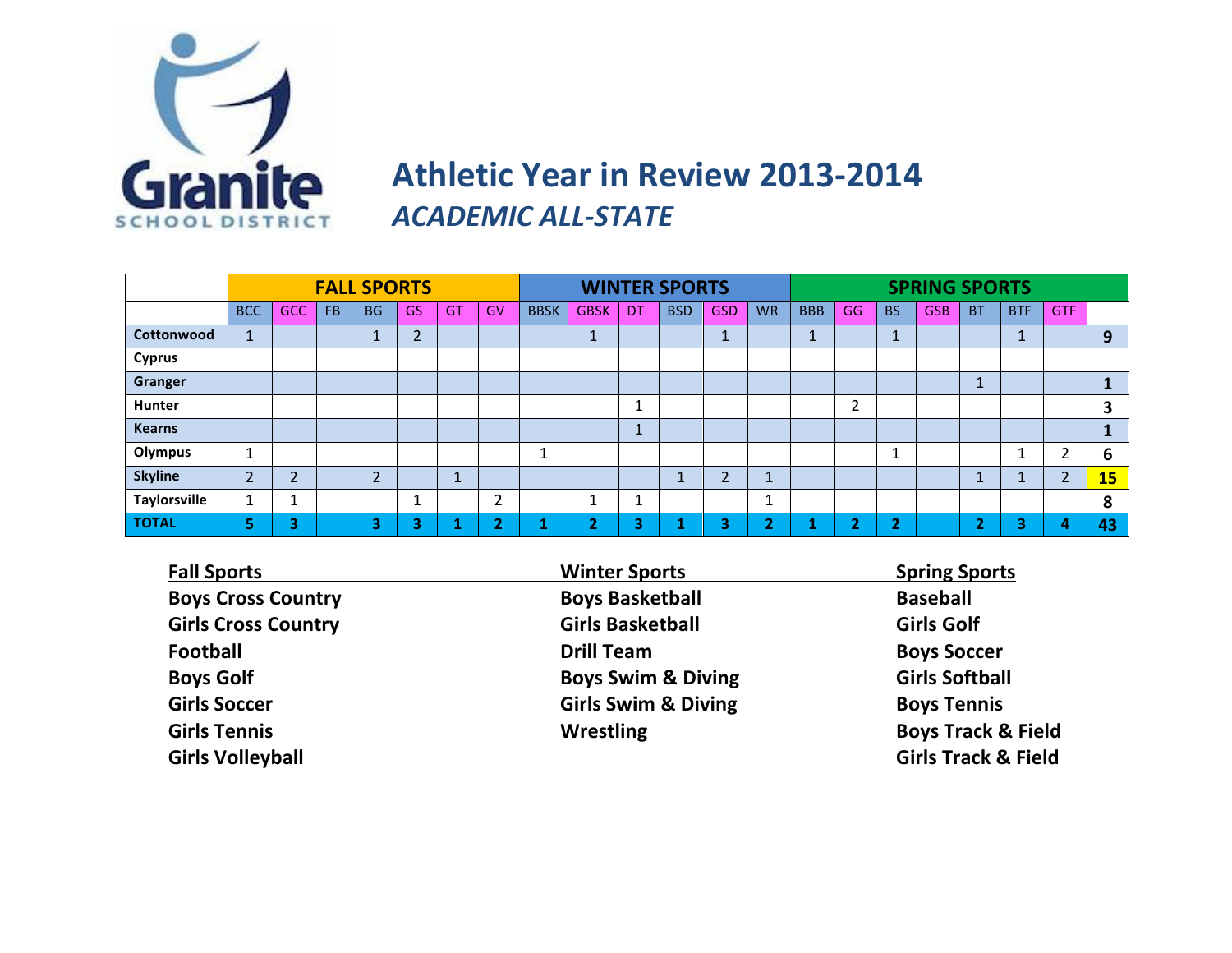Granite SCHOOL DISTRICT

# Athletic Year in Review 2013-2014

## *ACADEMIC ALL-STATE*

| | FALL SPORTS | | | | | | | WINTER SPORTS | | | | | | SPRING SPORTS | | | | | | | |
|---|---|---|---|---|---|---|---|---|---|---|---|---|---|---|---|---|---|---|---|---|---|
| | BCC | GCC | FB | BG | GS | GT | GV | BBSK | GBSK | DT | BSD | GSD | WR | BBB | GG | BS | GSB | BT | BTF | GTF | |
| **Cottonwood** | 1 | | | 1 | 2 | | | | 1 | | | 1 | | 1 | | 1 | | | 1 | | **9** |
| **Cyprus** | | | | | | | | | | | | | | | | | | | | | |
| **Granger** | | | | | | | | | | | | | | | | | | 1 | | | **1** |
| **Hunter** | | | | | | | | | | 1 | | | | | 2 | | | | | | **3** |
| **Kearns** | | | | | | | | | | 1 | | | | | | | | | | | **1** |
| **Olympus** | 1 | | | | | | | 1 | | | | | | | | 1 | | | 1 | 2 | **6** |
| **Skyline** | 2 | 2 | | 2 | | 1 | | | | | 1 | 2 | 1 | | | | | 1 | 1 | 2 | **15** |
| **Taylorsville** | 1 | 1 | | | 1 | | 2 | | 1 | 1 | | | 1 | | | | | | | | **8** |
| **TOTAL** | **5** | **3** | | **3** | **3** | **1** | **2** | **1** | **2** | **3** | **1** | **3** | **2** | **1** | **2** | **2** | | **2** | **3** | **4** | **43** |

| Fall Sports | Winter Sports | Spring Sports |
|---|---|---|
| **Boys Cross Country** | **Boys Basketball** | **Baseball** |
| **Girls Cross Country** | **Girls Basketball** | **Girls Golf** |
| **Football** | **Drill Team** | **Boys Soccer** |
| **Boys Golf** | **Boys Swim & Diving** | **Girls Softball** |
| **Girls Soccer** | **Girls Swim & Diving** | **Boys Tennis** |
| **Girls Tennis** | **Wrestling** | **Boys Track & Field** |
| **Girls Volleyball** | | **Girls Track & Field** |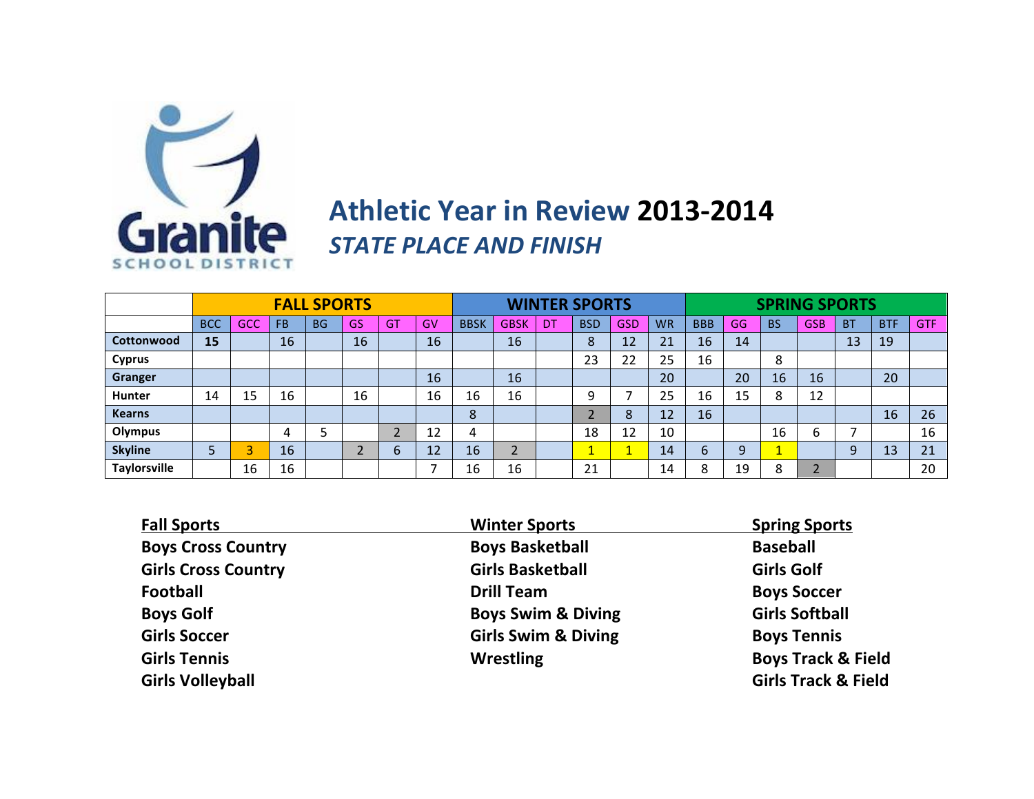# Athletic Year in Review 2013-2014

## *STATE PLACE AND FINISH*

| | FALL SPORTS | | | | | | | WINTER SPORTS | | | | | | SPRING SPORTS | | | | | | |
|---|---|---|---|---|---|---|---|---|---|---|---|---|---|---|---|---|---|---|---|---|
| | BCC | GCC | FB | BG | GS | GT | GV | BBSK | GBSK | DT | BSD | GSD | WR | BBB | GG | BS | GSB | BT | BTF | GTF |
| **Cottonwood** | **15** | | 16 | | 16 | | 16 | | 16 | | 8 | 12 | 21 | 16 | 14 | | | 13 | 19 | |
| **Cyprus** | | | | | | | | | | | 23 | 22 | 25 | 16 | | 8 | | | | |
| **Granger** | | | | | | | 16 | | 16 | | | | 20 | | 20 | 16 | 16 | | 20 | |
| **Hunter** | 14 | 15 | 16 | | 16 | | 16 | 16 | 16 | | 9 | 7 | 25 | 16 | 15 | 8 | 12 | | | |
| **Kearns** | | | | | | | | 8 | | | 2 | 8 | 12 | 16 | | | | | 16 | 26 |
| **Olympus** | | | 4 | 5 | | 2 | 12 | 4 | | | 18 | 12 | 10 | | | 16 | 6 | 7 | | 16 |
| **Skyline** | 5 | 3 | 16 | | 2 | 6 | 12 | 16 | 2 | | 1 | 1 | 14 | 6 | 9 | 1 | | 9 | 13 | 21 |
| **Taylorsville** | | 16 | 16 | | | | 7 | 16 | 16 | | 21 | | 14 | 8 | 19 | 8 | 2 | | | 20 |

**Fall Sports**
- **Boys Cross Country**
- **Girls Cross Country**
- **Football**
- **Boys Golf**
- **Girls Soccer**
- **Girls Tennis**
- **Girls Volleyball**

**Winter Sports**
- **Boys Basketball**
- **Girls Basketball**
- **Drill Team**
- **Boys Swim & Diving**
- **Girls Swim & Diving**
- **Wrestling**

**Spring Sports**
- **Baseball**
- **Girls Golf**
- **Boys Soccer**
- **Girls Softball**
- **Boys Tennis**
- **Boys Track & Field**
- **Girls Track & Field**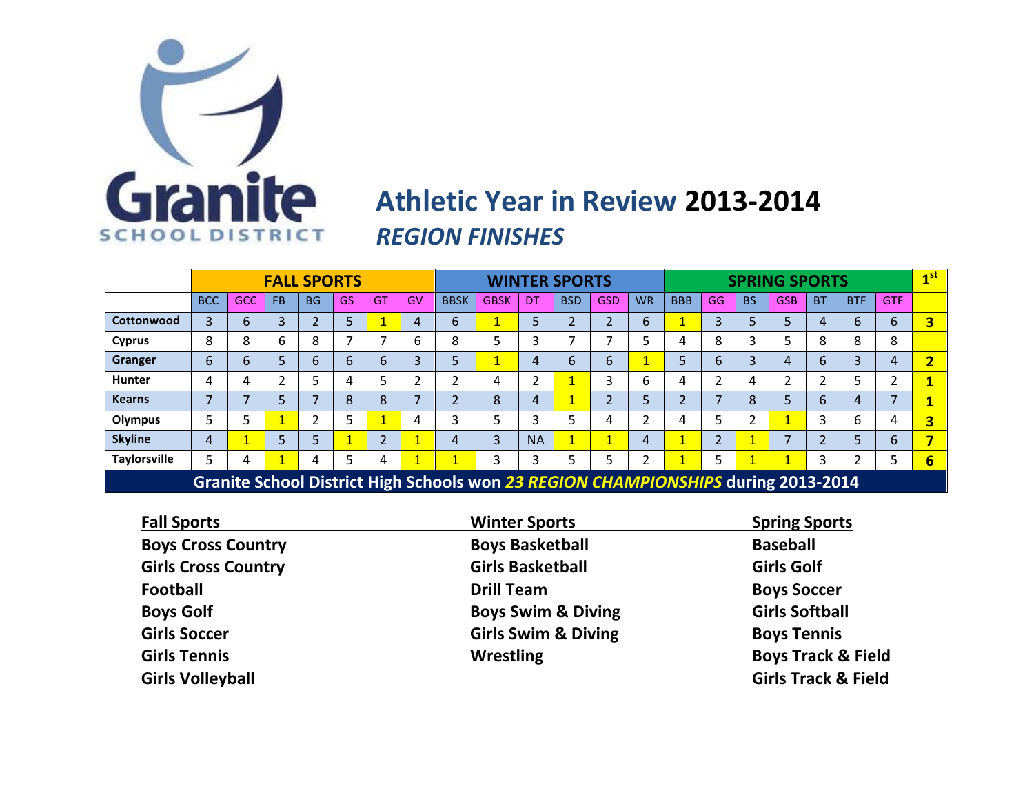# Athletic Year in Review 2013-2014

## *REGION FINISHES*

| | FALL SPORTS | | | | | | | WINTER SPORTS | | | | | | SPRING SPORTS | | | | | | | 1st |
|---|---|---|---|---|---|---|---|---|---|---|---|---|---|---|---|---|---|---|---|---|---|
| | BCC | GCC | FB | BG | GS | GT | GV | BBSK | GBSK | DT | BSD | GSD | WR | BBB | GG | BS | GSB | BT | BTF | GTF | |
| Cottonwood | 3 | 6 | 3 | 2 | 5 | 1 | 4 | 6 | 1 | 5 | 2 | 2 | 6 | 1 | 3 | 5 | 5 | 4 | 6 | 6 | 3 |
| Cyprus | 8 | 8 | 6 | 8 | 7 | 7 | 6 | 8 | 5 | 3 | 7 | 7 | 5 | 4 | 8 | 3 | 5 | 8 | 8 | 8 | |
| Granger | 6 | 6 | 5 | 6 | 6 | 6 | 3 | 5 | 1 | 4 | 6 | 6 | 1 | 5 | 6 | 3 | 4 | 6 | 3 | 4 | 2 |
| Hunter | 4 | 4 | 2 | 5 | 4 | 5 | 2 | 2 | 4 | 2 | 1 | 3 | 6 | 4 | 2 | 4 | 2 | 2 | 5 | 2 | 1 |
| Kearns | 7 | 7 | 5 | 7 | 8 | 8 | 7 | 2 | 8 | 4 | 1 | 2 | 5 | 2 | 7 | 8 | 5 | 6 | 4 | 7 | 1 |
| Olympus | 5 | 5 | 1 | 2 | 5 | 1 | 4 | 3 | 5 | 3 | 5 | 4 | 2 | 4 | 5 | 2 | 1 | 3 | 6 | 4 | 3 |
| Skyline | 4 | 1 | 5 | 5 | 1 | 2 | 1 | 4 | 3 | NA | 1 | 1 | 4 | 1 | 2 | 1 | 7 | 2 | 5 | 6 | 7 |
| Taylorsville | 5 | 4 | 1 | 4 | 5 | 4 | 1 | 1 | 3 | 3 | 5 | 5 | 2 | 1 | 5 | 1 | 1 | 3 | 2 | 5 | 6 |

**Granite School District High Schools won *23 REGION CHAMPIONSHIPS* during 2013-2014**

| Fall Sports | Winter Sports | Spring Sports |
|---|---|---|
| **Boys Cross Country** | **Boys Basketball** | **Baseball** |
| **Girls Cross Country** | **Girls Basketball** | **Girls Golf** |
| **Football** | **Drill Team** | **Boys Soccer** |
| **Boys Golf** | **Boys Swim & Diving** | **Girls Softball** |
| **Girls Soccer** | **Girls Swim & Diving** | **Boys Tennis** |
| **Girls Tennis** | **Wrestling** | **Boys Track & Field** |
| **Girls Volleyball** | | **Girls Track & Field** |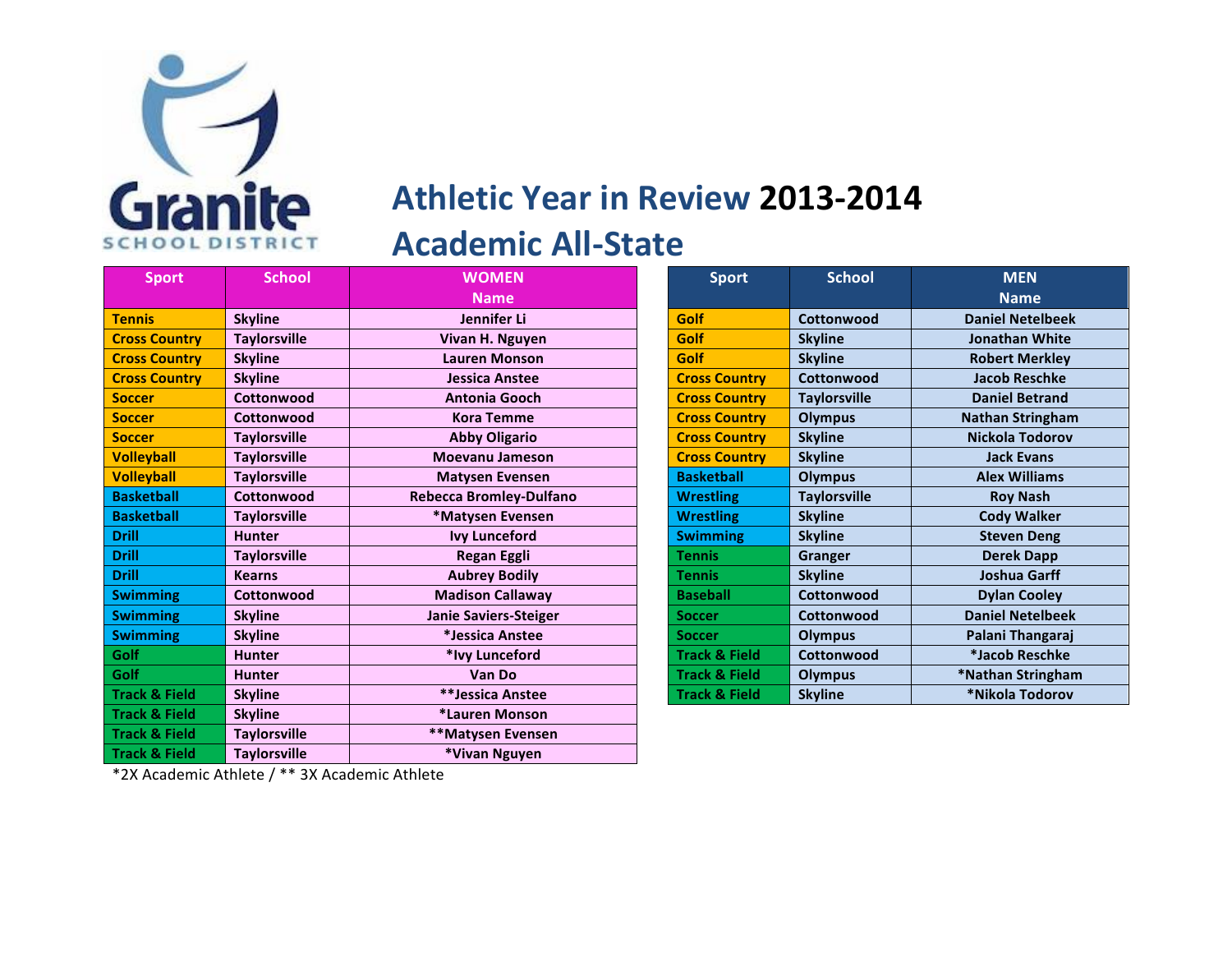# Athletic Year in Review 2013-2014

# Academic All-State

| Sport | School | WOMEN Name |
|---|---|---|
| Tennis | Skyline | Jennifer Li |
| Cross Country | Taylorsville | Vivan H. Nguyen |
| Cross Country | Skyline | Lauren Monson |
| Cross Country | Skyline | Jessica Anstee |
| Soccer | Cottonwood | Antonia Gooch |
| Soccer | Cottonwood | Kora Temme |
| Soccer | Taylorsville | Abby Oligario |
| Volleyball | Taylorsville | Moevanu Jameson |
| Volleyball | Taylorsville | Matysen Evensen |
| Basketball | Cottonwood | Rebecca Bromley-Dulfano |
| Basketball | Taylorsville | *Matysen Evensen |
| Drill | Hunter | Ivy Lunceford |
| Drill | Taylorsville | Regan Eggli |
| Drill | Kearns | Aubrey Bodily |
| Swimming | Cottonwood | Madison Callaway |
| Swimming | Skyline | Janie Saviers-Steiger |
| Swimming | Skyline | *Jessica Anstee |
| Golf | Hunter | *Ivy Lunceford |
| Golf | Hunter | Van Do |
| Track & Field | Skyline | **Jessica Anstee |
| Track & Field | Skyline | *Lauren Monson |
| Track & Field | Taylorsville | **Matysen Evensen |
| Track & Field | Taylorsville | *Vivan Nguyen |

*2X Academic Athlete / ** 3X Academic Athlete

| Sport | School | MEN Name |
|---|---|---|
| Golf | Cottonwood | Daniel Netelbeek |
| Golf | Skyline | Jonathan White |
| Golf | Skyline | Robert Merkley |
| Cross Country | Cottonwood | Jacob Reschke |
| Cross Country | Taylorsville | Daniel Betrand |
| Cross Country | Olympus | Nathan Stringham |
| Cross Country | Skyline | Nickola Todorov |
| Cross Country | Skyline | Jack Evans |
| Basketball | Olympus | Alex Williams |
| Wrestling | Taylorsville | Roy Nash |
| Wrestling | Skyline | Cody Walker |
| Swimming | Skyline | Steven Deng |
| Tennis | Granger | Derek Dapp |
| Tennis | Skyline | Joshua Garff |
| Baseball | Cottonwood | Dylan Cooley |
| Soccer | Cottonwood | Daniel Netelbeek |
| Soccer | Olympus | Palani Thangaraj |
| Track & Field | Cottonwood | *Jacob Reschke |
| Track & Field | Olympus | *Nathan Stringham |
| Track & Field | Skyline | *Nikola Todorov |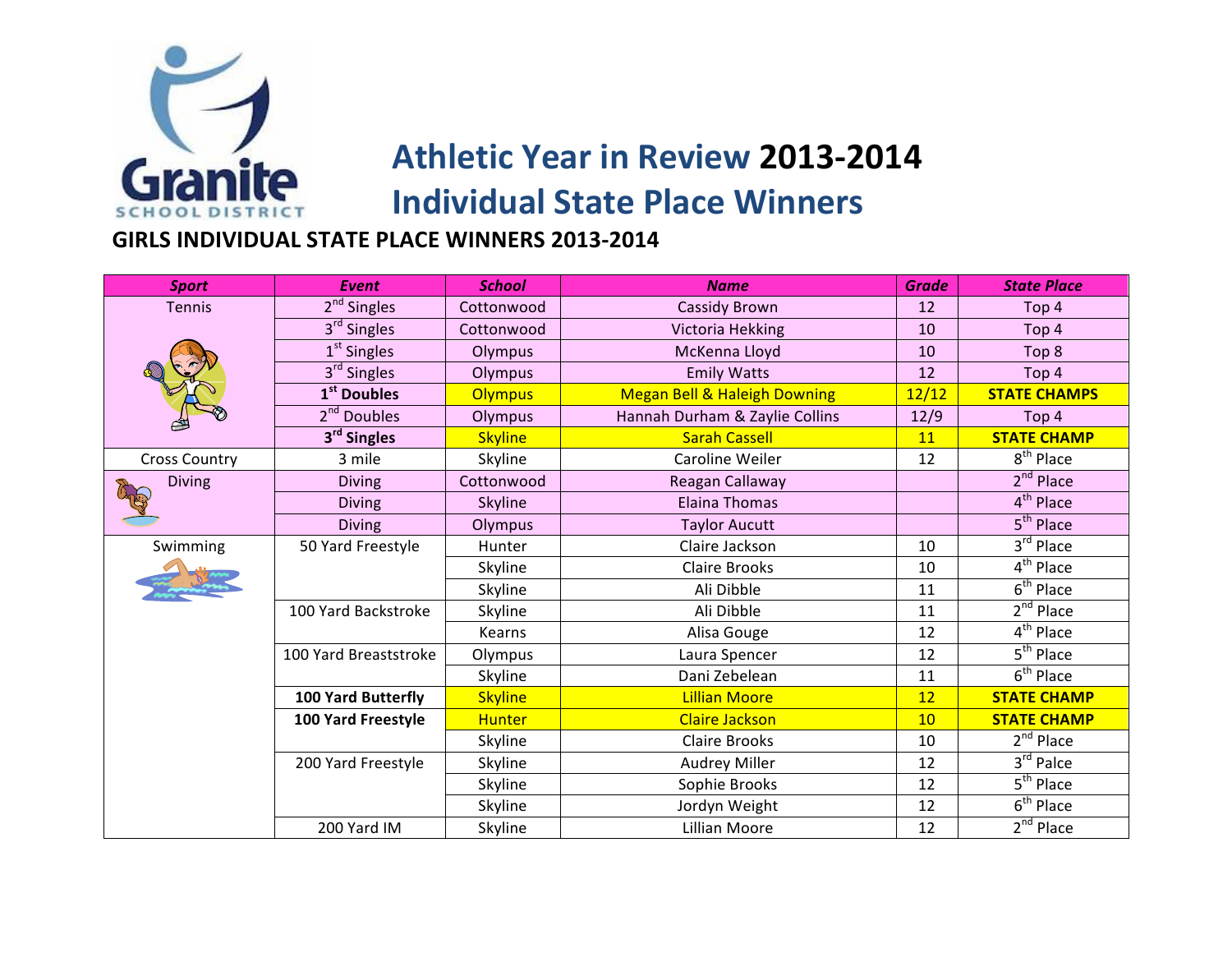# Athletic Year in Review 2013-2014

# Individual State Place Winners

## GIRLS INDIVIDUAL STATE PLACE WINNERS 2013-2014

| *Sport* | *Event* | *School* | *Name* | *Grade* | *State Place* |
|---|---|---|---|---|---|
| Tennis | 2nd Singles | Cottonwood | Cassidy Brown | 12 | Top 4 |
| | 3rd Singles | Cottonwood | Victoria Hekking | 10 | Top 4 |
| | 1st Singles | Olympus | McKenna Lloyd | 10 | Top 8 |
| | 3rd Singles | Olympus | Emily Watts | 12 | Top 4 |
| | **1st Doubles** | Olympus | Megan Bell & Haleigh Downing | 12/12 | **STATE CHAMPS** |
| | 2nd Doubles | Olympus | Hannah Durham & Zaylie Collins | 12/9 | Top 4 |
| | **3rd Singles** | Skyline | Sarah Cassell | 11 | **STATE CHAMP** |
| Cross Country | 3 mile | Skyline | Caroline Weiler | 12 | 8th Place |
| Diving | Diving | Cottonwood | Reagan Callaway | | 2nd Place |
| | Diving | Skyline | Elaina Thomas | | 4th Place |
| | Diving | Olympus | Taylor Aucutt | | 5th Place |
| Swimming | 50 Yard Freestyle | Hunter | Claire Jackson | 10 | 3rd Place |
| | | Skyline | Claire Brooks | 10 | 4th Place |
| | | Skyline | Ali Dibble | 11 | 6th Place |
| | 100 Yard Backstroke | Skyline | Ali Dibble | 11 | 2nd Place |
| | | Kearns | Alisa Gouge | 12 | 4th Place |
| | 100 Yard Breaststroke | Olympus | Laura Spencer | 12 | 5th Place |
| | | Skyline | Dani Zebelean | 11 | 6th Place |
| | **100 Yard Butterfly** | Skyline | Lillian Moore | 12 | **STATE CHAMP** |
| | **100 Yard Freestyle** | Hunter | Claire Jackson | 10 | **STATE CHAMP** |
| | | Skyline | Claire Brooks | 10 | 2nd Place |
| | 200 Yard Freestyle | Skyline | Audrey Miller | 12 | 3rd Palce |
| | | Skyline | Sophie Brooks | 12 | 5th Place |
| | | Skyline | Jordyn Weight | 12 | 6th Place |
| | 200 Yard IM | Skyline | Lillian Moore | 12 | 2nd Place |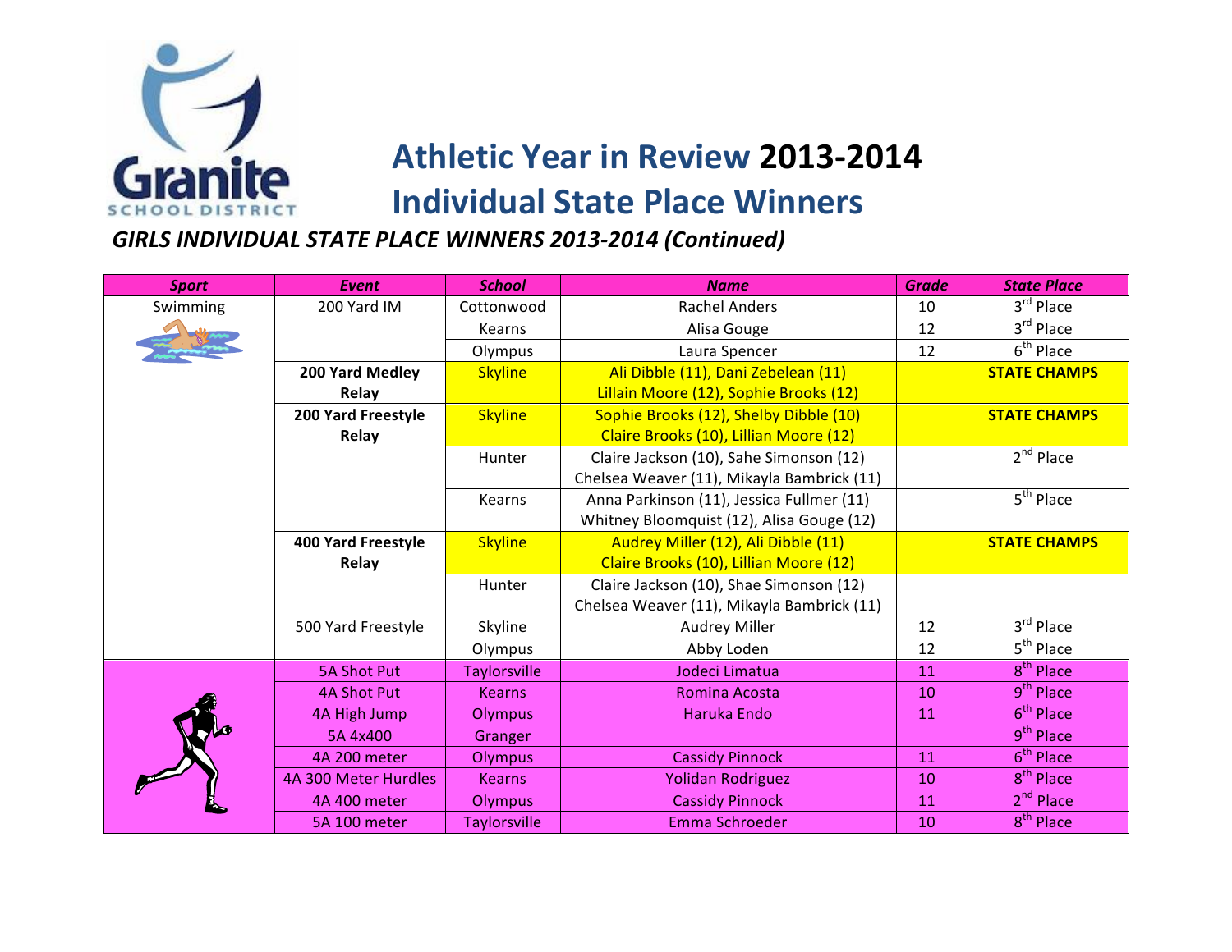# Athletic Year in Review 2013-2014

# Individual State Place Winners

### *GIRLS INDIVIDUAL STATE PLACE WINNERS 2013-2014 (Continued)*

| *Sport* | *Event* | *School* | *Name* | *Grade* | *State Place* |
|---|---|---|---|---|---|
| Swimming | 200 Yard IM | Cottonwood | Rachel Anders | 10 | 3rd Place |
| | | Kearns | Alisa Gouge | 12 | 3rd Place |
| | | Olympus | Laura Spencer | 12 | 6th Place |
| | **200 Yard Medley Relay** | Skyline | Ali Dibble (11), Dani Zebelean (11) Lillain Moore (12), Sophie Brooks (12) | | **STATE CHAMPS** |
| | **200 Yard Freestyle Relay** | Skyline | Sophie Brooks (12), Shelby Dibble (10) Claire Brooks (10), Lillian Moore (12) | | **STATE CHAMPS** |
| | | Hunter | Claire Jackson (10), Sahe Simonson (12) Chelsea Weaver (11), Mikayla Bambrick (11) | | 2nd Place |
| | | Kearns | Anna Parkinson (11), Jessica Fullmer (11) Whitney Bloomquist (12), Alisa Gouge (12) | | 5th Place |
| | **400 Yard Freestyle Relay** | Skyline | Audrey Miller (12), Ali Dibble (11) Claire Brooks (10), Lillian Moore (12) | | **STATE CHAMPS** |
| | | Hunter | Claire Jackson (10), Shae Simonson (12) Chelsea Weaver (11), Mikayla Bambrick (11) | | |
| | 500 Yard Freestyle | Skyline | Audrey Miller | 12 | 3rd Place |
| | | Olympus | Abby Loden | 12 | 5th Place |
| | 5A Shot Put | Taylorsville | Jodeci Limatua | 11 | 8th Place |
| | 4A Shot Put | Kearns | Romina Acosta | 10 | 9th Place |
| | 4A High Jump | Olympus | Haruka Endo | 11 | 6th Place |
| | 5A 4x400 | Granger | | | 9th Place |
| | 4A 200 meter | Olympus | Cassidy Pinnock | 11 | 6th Place |
| | 4A 300 Meter Hurdles | Kearns | Yolidan Rodriguez | 10 | 8th Place |
| | 4A 400 meter | Olympus | Cassidy Pinnock | 11 | 2nd Place |
| | 5A 100 meter | Taylorsville | Emma Schroeder | 10 | 8th Place |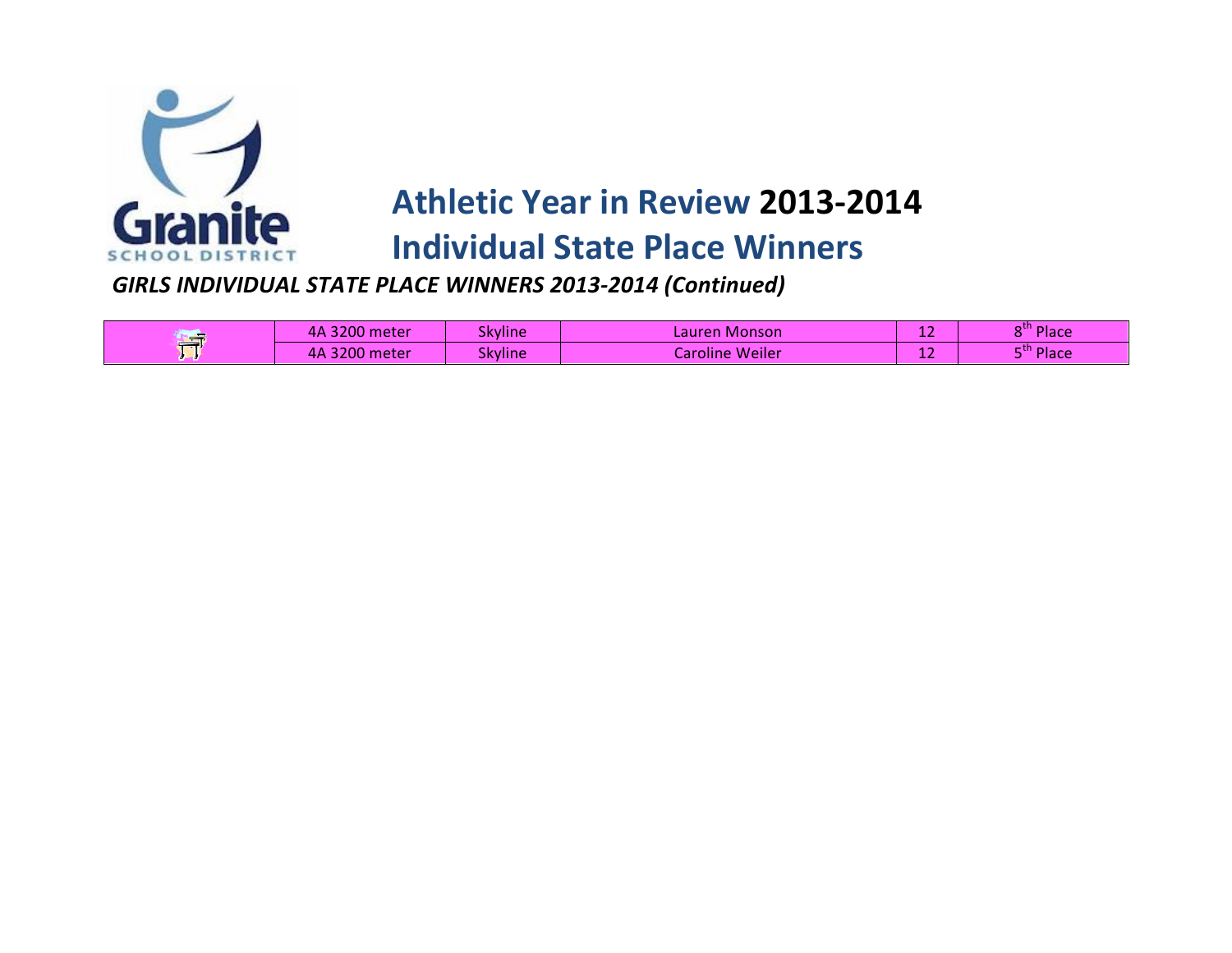# Athletic Year in Review 2013-2014
# Individual State Place Winners

***GIRLS INDIVIDUAL STATE PLACE WINNERS 2013-2014 (Continued)***

| | | | | | |
|---|---|---|---|---|---|
| | 4A 3200 meter | Skyline | Lauren Monson | 12 | 8th Place |
| | 4A 3200 meter | Skyline | Caroline Weiler | 12 | 5th Place |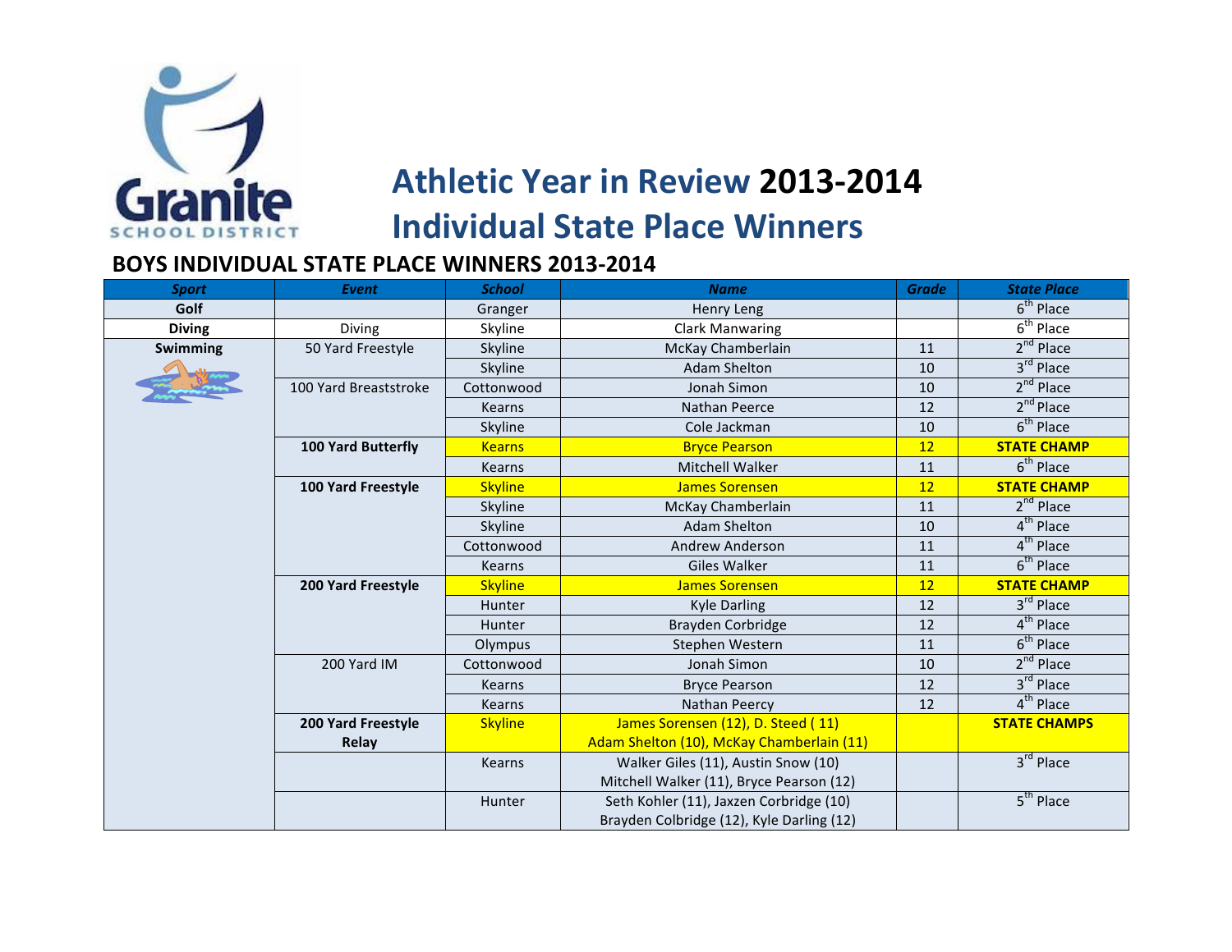# Athletic Year in Review 2013-2014
# Individual State Place Winners

## BOYS INDIVIDUAL STATE PLACE WINNERS 2013-2014

| Sport | Event | School | Name | Grade | State Place |
|---|---|---|---|---|---|
| **Golf** | | Granger | Henry Leng | | 6th Place |
| **Diving** | Diving | Skyline | Clark Manwaring | | 6th Place |
| **Swimming** | 50 Yard Freestyle | Skyline | McKay Chamberlain | 11 | 2nd Place |
| | | Skyline | Adam Shelton | 10 | 3rd Place |
| | 100 Yard Breaststroke | Cottonwood | Jonah Simon | 10 | 2nd Place |
| | | Kearns | Nathan Peerce | 12 | 2nd Place |
| | | Skyline | Cole Jackman | 10 | 6th Place |
| | **100 Yard Butterfly** | Kearns | Bryce Pearson | 12 | **STATE CHAMP** |
| | | Kearns | Mitchell Walker | 11 | 6th Place |
| | **100 Yard Freestyle** | Skyline | James Sorensen | 12 | **STATE CHAMP** |
| | | Skyline | McKay Chamberlain | 11 | 2nd Place |
| | | Skyline | Adam Shelton | 10 | 4th Place |
| | | Cottonwood | Andrew Anderson | 11 | 4th Place |
| | | Kearns | Giles Walker | 11 | 6th Place |
| | **200 Yard Freestyle** | Skyline | James Sorensen | 12 | **STATE CHAMP** |
| | | Hunter | Kyle Darling | 12 | 3rd Place |
| | | Hunter | Brayden Corbridge | 12 | 4th Place |
| | | Olympus | Stephen Western | 11 | 6th Place |
| | 200 Yard IM | Cottonwood | Jonah Simon | 10 | 2nd Place |
| | | Kearns | Bryce Pearson | 12 | 3rd Place |
| | | Kearns | Nathan Peercy | 12 | 4th Place |
| | **200 Yard Freestyle Relay** | Skyline | James Sorensen (12), D. Steed ( 11) Adam Shelton (10), McKay Chamberlain (11) | | **STATE CHAMPS** |
| | | Kearns | Walker Giles (11), Austin Snow (10) Mitchell Walker (11), Bryce Pearson (12) | | 3rd Place |
| | | Hunter | Seth Kohler (11), Jaxzen Corbridge (10) Brayden Colbridge (12), Kyle Darling (12) | | 5th Place |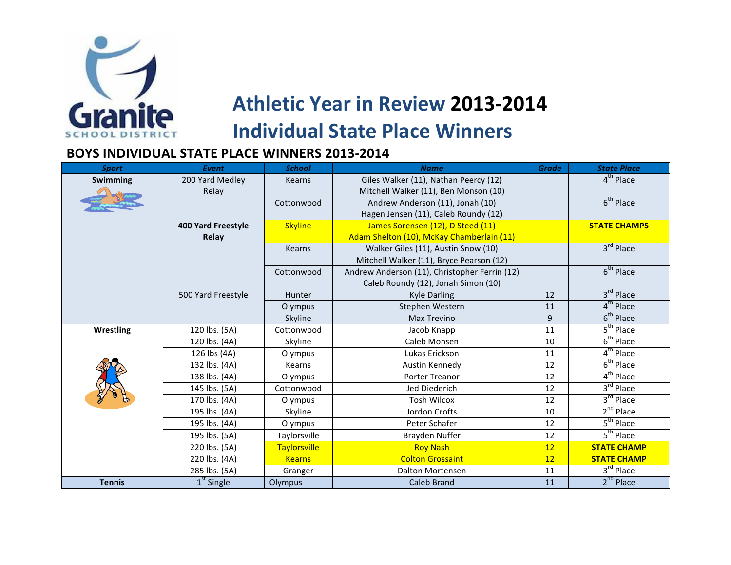# Athletic Year in Review 2013-2014

# Individual State Place Winners

## BOYS INDIVIDUAL STATE PLACE WINNERS 2013-2014

| Sport | Event | School | Name | Grade | State Place |
|---|---|---|---|---|---|
| **Swimming** | 200 Yard Medley Relay | Kearns | Giles Walker (11), Nathan Peercy (12) Mitchell Walker (11), Ben Monson (10) | | 4th Place |
| | | Cottonwood | Andrew Anderson (11), Jonah (10) Hagen Jensen (11), Caleb Roundy (12) | | 6th Place |
| | **400 Yard Freestyle Relay** | Skyline | James Sorensen (12), D Steed (11) Adam Shelton (10), McKay Chamberlain (11) | | **STATE CHAMPS** |
| | | Kearns | Walker Giles (11), Austin Snow (10) Mitchell Walker (11), Bryce Pearson (12) | | 3rd Place |
| | | Cottonwood | Andrew Anderson (11), Christopher Ferrin (12) Caleb Roundy (12), Jonah Simon (10) | | 6th Place |
| | 500 Yard Freestyle | Hunter | Kyle Darling | 12 | 3rd Place |
| | | Olympus | Stephen Western | 11 | 4th Place |
| | | Skyline | Max Trevino | 9 | 6th Place |
| **Wrestling** | 120 lbs. (5A) | Cottonwood | Jacob Knapp | 11 | 5th Place |
| | 120 lbs. (4A) | Skyline | Caleb Monsen | 10 | 6th Place |
| | 126 lbs (4A) | Olympus | Lukas Erickson | 11 | 4th Place |
| | 132 lbs. (4A) | Kearns | Austin Kennedy | 12 | 6th Place |
| | 138 lbs. (4A) | Olympus | Porter Treanor | 12 | 4th Place |
| | 145 lbs. (5A) | Cottonwood | Jed Diederich | 12 | 3rd Place |
| | 170 lbs. (4A) | Olympus | Tosh Wilcox | 12 | 3rd Place |
| | 195 lbs. (4A) | Skyline | Jordon Crofts | 10 | 2nd Place |
| | 195 lbs. (4A) | Olympus | Peter Schafer | 12 | 5th Place |
| | 195 lbs. (5A) | Taylorsville | Brayden Nuffer | 12 | 5th Place |
| | 220 lbs. (5A) | Taylorsville | Roy Nash | 12 | **STATE CHAMP** |
| | 220 lbs. (4A) | Kearns | Colton Grossaint | 12 | **STATE CHAMP** |
| | 285 lbs. (5A) | Granger | Dalton Mortensen | 11 | 3rd Place |
| **Tennis** | 1st Single | Olympus | Caleb Brand | 11 | 2nd Place |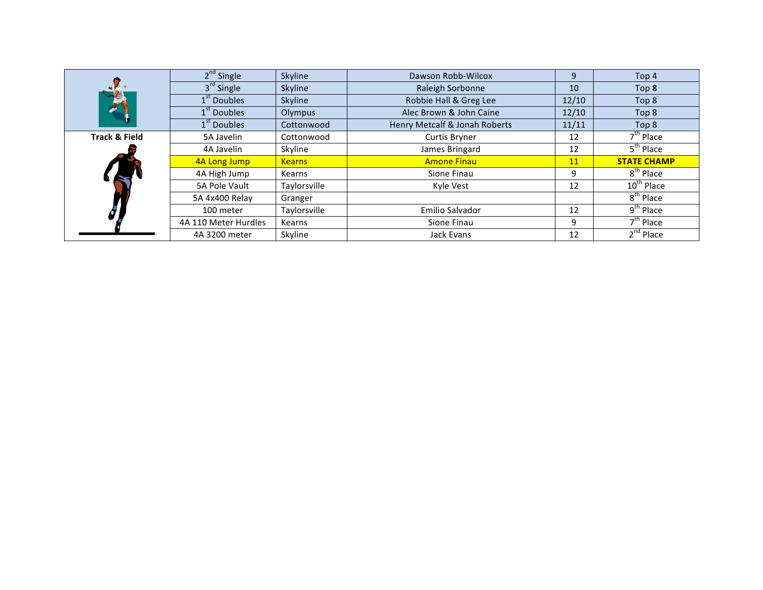| | | | | | |
|---|---|---|---|---|---|
| | 2nd Single | Skyline | Dawson Robb-Wilcox | 9 | Top 4 |
| | 3rd Single | Skyline | Raleigh Sorbonne | 10 | Top 8 |
| | 1st Doubles | Skyline | Robbie Hall & Greg Lee | 12/10 | Top 8 |
| | 1st Doubles | Olympus | Alec Brown & John Caine | 12/10 | Top 8 |
| | 1st Doubles | Cottonwood | Henry Metcalf & Jonah Roberts | 11/11 | Top 8 |
| **Track & Field** | 5A Javelin | Cottonwood | Curtis Bryner | 12 | 7th Place |
| | 4A Javelin | Skyline | James Bringard | 12 | 5th Place |
| | 4A Long Jump | Kearns | Amone Finau | 11 | **STATE CHAMP** |
| | 4A High Jump | Kearns | Sione Finau | 9 | 8th Place |
| | 5A Pole Vault | Taylorsville | Kyle Vest | 12 | 10th Place |
| | 5A 4x400 Relay | Granger | | | 8th Place |
| | 100 meter | Taylorsville | Emilio Salvador | 12 | 9th Place |
| | 4A 110 Meter Hurdles | Kearns | Sione Finau | 9 | 7th Place |
| | 4A 3200 meter | Skyline | Jack Evans | 12 | 2nd Place |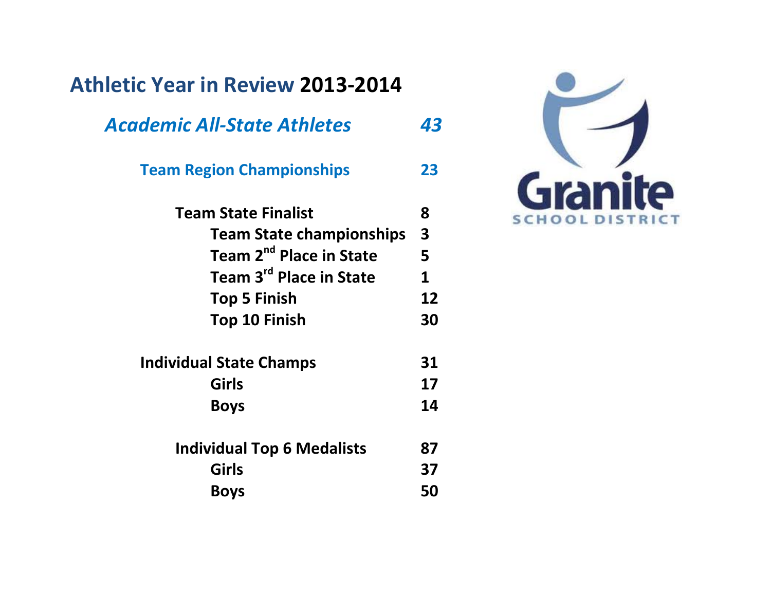# Athletic Year in Review 2013-2014

| | |
|---|---|
| ***Academic All-State Athletes*** | ***43*** |
| **Team Region Championships** | **23** |
| **Team State Finalist** | **8** |
| **Team State championships** | **3** |
| **Team 2nd Place in State** | **5** |
| **Team 3rd Place in State** | **1** |
| **Top 5 Finish** | **12** |
| **Top 10 Finish** | **30** |
| **Individual State Champs** | **31** |
| **Girls** | **17** |
| **Boys** | **14** |
| **Individual Top 6 Medalists** | **87** |
| **Girls** | **37** |
| **Boys** | **50** |

Granite
SCHOOL DISTRICT